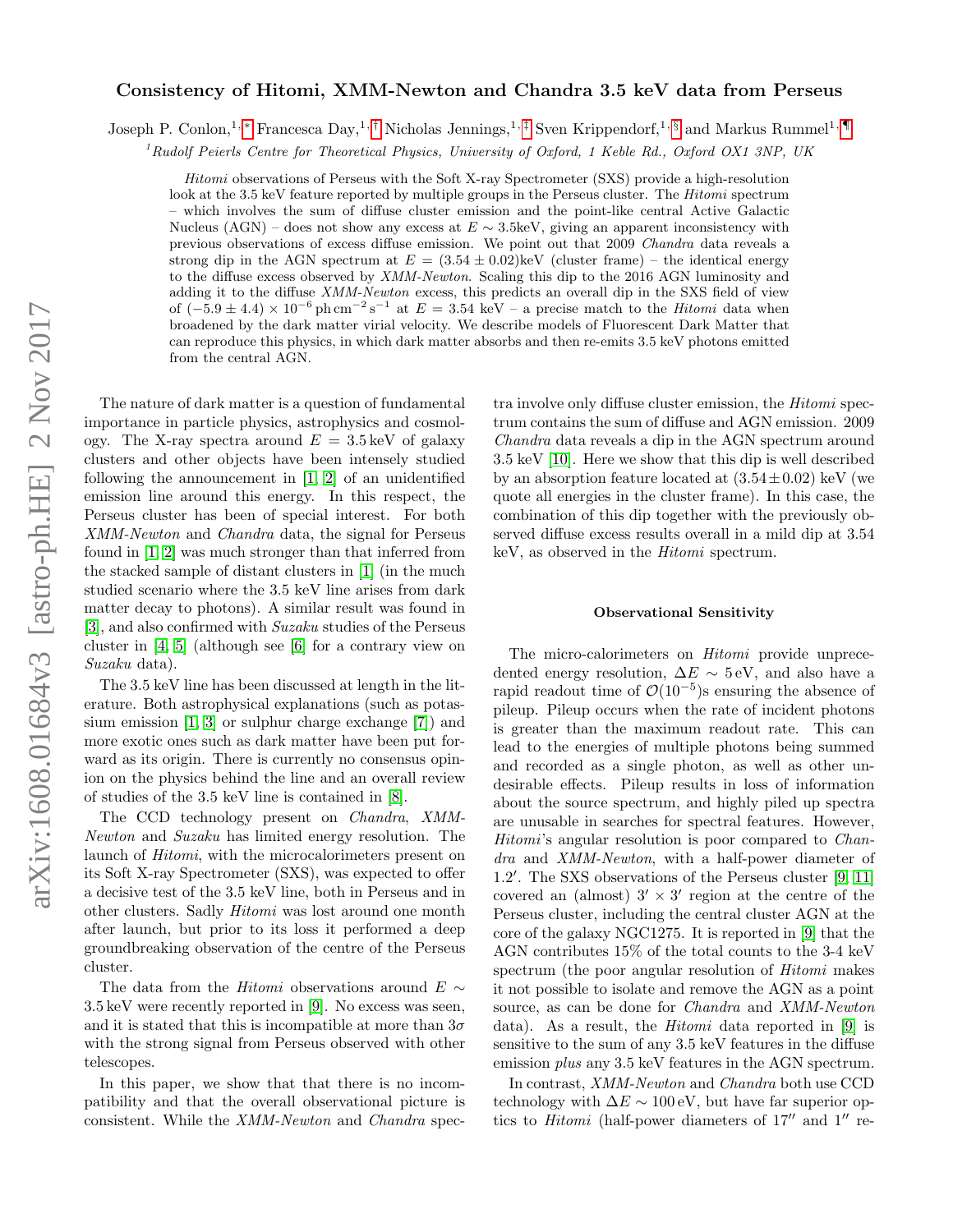# Consistency of Hitomi, XMM-Newton and Chandra 3.5 keV data from Perseus

Joseph P. Conlon,[1,*] Francesca Day,[1,†] Nicholas Jennings,[1,‡] Sven Krippendorf,[1,§] and Markus Rummel[1,¶]

[1]Rudolf Peierls Centre for Theoretical Physics, University of Oxford, 1 Keble Rd., Oxford OX1 3NP, UK

*Hitomi* observations of Perseus with the Soft X-ray Spectrometer (SXS) provide a high-resolution look at the 3.5 keV feature reported by multiple groups in the Perseus cluster. The *Hitomi* spectrum – which involves the sum of diffuse cluster emission and the point-like central Active Galactic Nucleus (AGN) – does not show any excess at $E \sim 3.5$keV, giving an apparent inconsistency with previous observations of excess diffuse emission. We point out that 2009 *Chandra* data reveals a strong dip in the AGN spectrum at $E = (3.54 \pm 0.02)$keV (cluster frame) – the identical energy to the diffuse excess observed by *XMM-Newton*. Scaling this dip to the 2016 AGN luminosity and adding it to the diffuse *XMM-Newton* excess, this predicts an overall dip in the SXS field of view of $(-5.9 \pm 4.4) \times 10^{-6}\,\mathrm{ph\,cm^{-2}\,s^{-1}}$ at $E = 3.54$ keV – a precise match to the *Hitomi* data when broadened by the dark matter virial velocity. We describe models of Fluorescent Dark Matter that can reproduce this physics, in which dark matter absorbs and then re-emits 3.5 keV photons emitted from the central AGN.

The nature of dark matter is a question of fundamental importance in particle physics, astrophysics and cosmology. The X-ray spectra around $E = 3.5$ keV of galaxy clusters and other objects have been intensely studied following the announcement in [1, 2] of an unidentified emission line around this energy. In this respect, the Perseus cluster has been of special interest. For both *XMM-Newton* and *Chandra* data, the signal for Perseus found in [1, 2] was much stronger than that inferred from the stacked sample of distant clusters in [1] (in the much studied scenario where the 3.5 keV line arises from dark matter decay to photons). A similar result was found in [3], and also confirmed with *Suzaku* studies of the Perseus cluster in [4, 5] (although see [6] for a contrary view on *Suzaku* data).

The 3.5 keV line has been discussed at length in the literature. Both astrophysical explanations (such as potassium emission [1, 3] or sulphur charge exchange [7]) and more exotic ones such as dark matter have been put forward as its origin. There is currently no consensus opinion on the physics behind the line and an overall review of studies of the 3.5 keV line is contained in [8].

The CCD technology present on *Chandra*, *XMM-Newton* and *Suzaku* has limited energy resolution. The launch of *Hitomi*, with the microcalorimeters present on its Soft X-ray Spectrometer (SXS), was expected to offer a decisive test of the 3.5 keV line, both in Perseus and in other clusters. Sadly *Hitomi* was lost around one month after launch, but prior to its loss it performed a deep groundbreaking observation of the centre of the Perseus cluster.

The data from the *Hitomi* observations around $E \sim 3.5$ keV were recently reported in [9]. No excess was seen, and it is stated that this is incompatible at more than $3\sigma$ with the strong signal from Perseus observed with other telescopes.

In this paper, we show that that there is no incompatibility and that the overall observational picture is consistent. While the *XMM-Newton* and *Chandra* spectra involve only diffuse cluster emission, the *Hitomi* spectrum contains the sum of diffuse and AGN emission. 2009 *Chandra* data reveals a dip in the AGN spectrum around 3.5 keV [10]. Here we show that this dip is well described by an absorption feature located at $(3.54 \pm 0.02)$ keV (we quote all energies in the cluster frame). In this case, the combination of this dip together with the previously observed diffuse excess results overall in a mild dip at 3.54 keV, as observed in the *Hitomi* spectrum.

## Observational Sensitivity

The micro-calorimeters on *Hitomi* provide unprecedented energy resolution, $\Delta E \sim 5$ eV, and also have a rapid readout time of $\mathcal{O}(10^{-5})$s ensuring the absence of pileup. Pileup occurs when the rate of incident photons is greater than the maximum readout rate. This can lead to the energies of multiple photons being summed and recorded as a single photon, as well as other undesirable effects. Pileup results in loss of information about the source spectrum, and highly piled up spectra are unusable in searches for spectral features. However, *Hitomi*'s angular resolution is poor compared to *Chandra* and *XMM-Newton*, with a half-power diameter of $1.2'$. The SXS observations of the Perseus cluster [9, 11] covered an (almost) $3' \times 3'$ region at the centre of the Perseus cluster, including the central cluster AGN at the core of the galaxy NGC1275. It is reported in [9] that the AGN contributes 15% of the total counts to the 3-4 keV spectrum (the poor angular resolution of *Hitomi* makes it not possible to isolate and remove the AGN as a point source, as can be done for *Chandra* and *XMM-Newton* data). As a result, the *Hitomi* data reported in [9] is sensitive to the sum of any 3.5 keV features in the diffuse emission *plus* any 3.5 keV features in the AGN spectrum.

In contrast, *XMM-Newton* and *Chandra* both use CCD technology with $\Delta E \sim 100$ eV, but have far superior optics to *Hitomi* (half-power diameters of $17''$ and $1''$ re-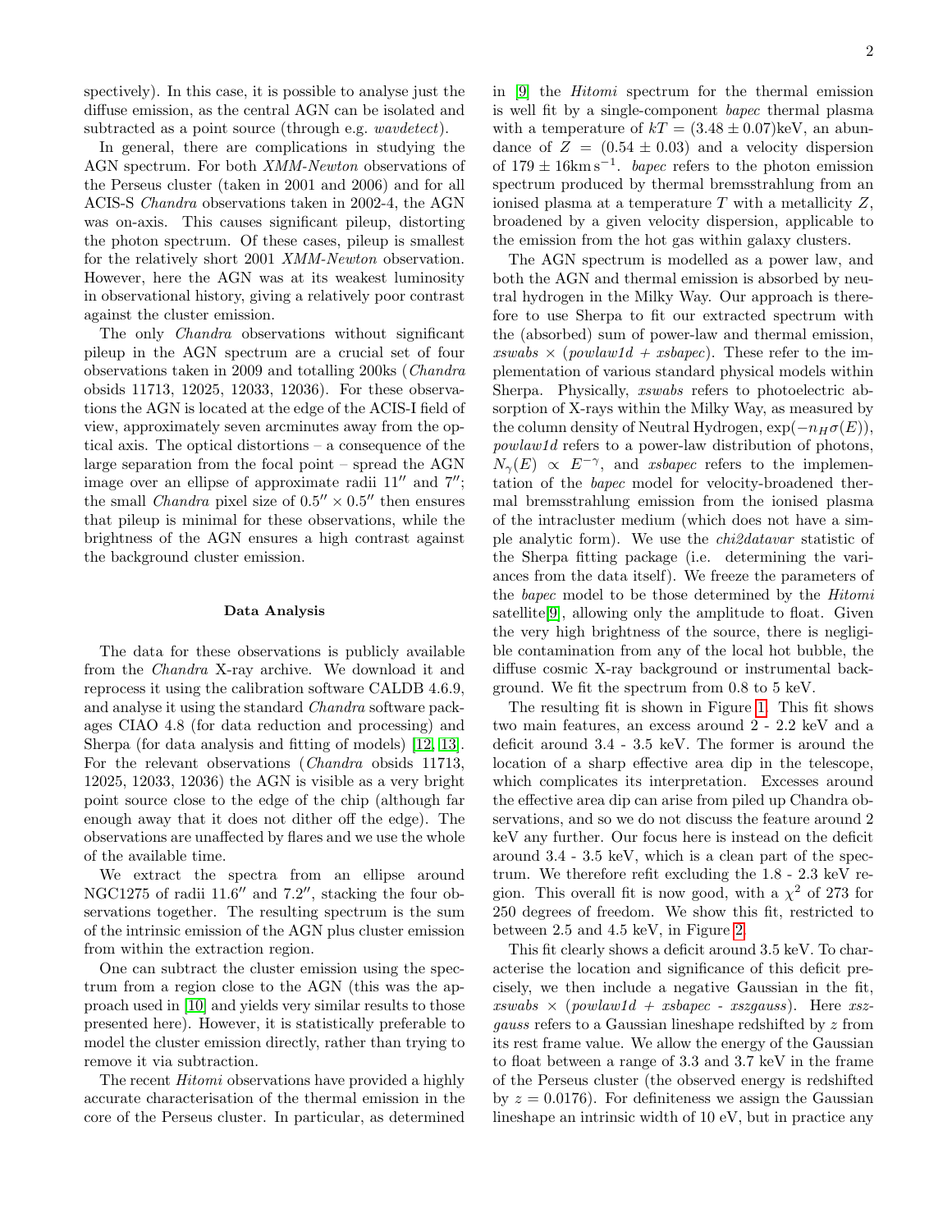spectively). In this case, it is possible to analyse just the diffuse emission, as the central AGN can be isolated and subtracted as a point source (through e.g. *wavdetect*).

In general, there are complications in studying the AGN spectrum. For both *XMM-Newton* observations of the Perseus cluster (taken in 2001 and 2006) and for all ACIS-S *Chandra* observations taken in 2002-4, the AGN was on-axis. This causes significant pileup, distorting the photon spectrum. Of these cases, pileup is smallest for the relatively short 2001 *XMM-Newton* observation. However, here the AGN was at its weakest luminosity in observational history, giving a relatively poor contrast against the cluster emission.

The only *Chandra* observations without significant pileup in the AGN spectrum are a crucial set of four observations taken in 2009 and totalling 200ks (*Chandra* obsids 11713, 12025, 12033, 12036). For these observations the AGN is located at the edge of the ACIS-I field of view, approximately seven arcminutes away from the optical axis. The optical distortions – a consequence of the large separation from the focal point – spread the AGN image over an ellipse of approximate radii $11''$ and $7''$; the small *Chandra* pixel size of $0.5'' \times 0.5''$ then ensures that pileup is minimal for these observations, while the brightness of the AGN ensures a high contrast against the background cluster emission.

## Data Analysis

The data for these observations is publicly available from the *Chandra* X-ray archive. We download it and reprocess it using the calibration software CALDB 4.6.9, and analyse it using the standard *Chandra* software packages CIAO 4.8 (for data reduction and processing) and Sherpa (for data analysis and fitting of models) [12, 13]. For the relevant observations (*Chandra* obsids 11713, 12025, 12033, 12036) the AGN is visible as a very bright point source close to the edge of the chip (although far enough away that it does not dither off the edge). The observations are unaffected by flares and we use the whole of the available time.

We extract the spectra from an ellipse around NGC1275 of radii $11.6''$ and $7.2''$, stacking the four observations together. The resulting spectrum is the sum of the intrinsic emission of the AGN plus cluster emission from within the extraction region.

One can subtract the cluster emission using the spectrum from a region close to the AGN (this was the approach used in [10] and yields very similar results to those presented here). However, it is statistically preferable to model the cluster emission directly, rather than trying to remove it via subtraction.

The recent *Hitomi* observations have provided a highly accurate characterisation of the thermal emission in the core of the Perseus cluster. In particular, as determined in [9] the *Hitomi* spectrum for the thermal emission is well fit by a single-component *bapec* thermal plasma with a temperature of $kT = (3.48 \pm 0.07)$keV, an abundance of $Z = (0.54 \pm 0.03)$ and a velocity dispersion of $179 \pm 16 \text{km s}^{-1}$. *bapec* refers to the photon emission spectrum produced by thermal bremsstrahlung from an ionised plasma at a temperature $T$ with a metallicity $Z$, broadened by a given velocity dispersion, applicable to the emission from the hot gas within galaxy clusters.

The AGN spectrum is modelled as a power law, and both the AGN and thermal emission is absorbed by neutral hydrogen in the Milky Way. Our approach is therefore to use Sherpa to fit our extracted spectrum with the (absorbed) sum of power-law and thermal emission, *xswabs* × (*powlaw1d* + *xsbapec*). These refer to the implementation of various standard physical models within Sherpa. Physically, *xswabs* refers to photoelectric absorption of X-rays within the Milky Way, as measured by the column density of Neutral Hydrogen, $\exp(-n_H \sigma(E))$, *powlaw1d* refers to a power-law distribution of photons, $N_\gamma(E) \propto E^{-\gamma}$, and *xsbapec* refers to the implementation of the *bapec* model for velocity-broadened thermal bremsstrahlung emission from the ionised plasma of the intracluster medium (which does not have a simple analytic form). We use the *chi2datavar* statistic of the Sherpa fitting package (i.e. determining the variances from the data itself). We freeze the parameters of the *bapec* model to be those determined by the *Hitomi* satellite[9], allowing only the amplitude to float. Given the very high brightness of the source, there is negligible contamination from any of the local hot bubble, the diffuse cosmic X-ray background or instrumental background. We fit the spectrum from 0.8 to 5 keV.

The resulting fit is shown in Figure 1. This fit shows two main features, an excess around 2 - 2.2 keV and a deficit around 3.4 - 3.5 keV. The former is around the location of a sharp effective area dip in the telescope, which complicates its interpretation. Excesses around the effective area dip can arise from piled up Chandra observations, and so we do not discuss the feature around 2 keV any further. Our focus here is instead on the deficit around 3.4 - 3.5 keV, which is a clean part of the spectrum. We therefore refit excluding the 1.8 - 2.3 keV region. This overall fit is now good, with a $\chi^2$ of 273 for 250 degrees of freedom. We show this fit, restricted to between 2.5 and 4.5 keV, in Figure 2.

This fit clearly shows a deficit around 3.5 keV. To characterise the location and significance of this deficit precisely, we then include a negative Gaussian in the fit, *xswabs* × (*powlaw1d* + *xsbapec* - *xszgauss*). Here *xszgauss* refers to a Gaussian lineshape redshifted by $z$ from its rest frame value. We allow the energy of the Gaussian to float between a range of 3.3 and 3.7 keV in the frame of the Perseus cluster (the observed energy is redshifted by $z = 0.0176$). For definiteness we assign the Gaussian lineshape an intrinsic width of 10 eV, but in practice any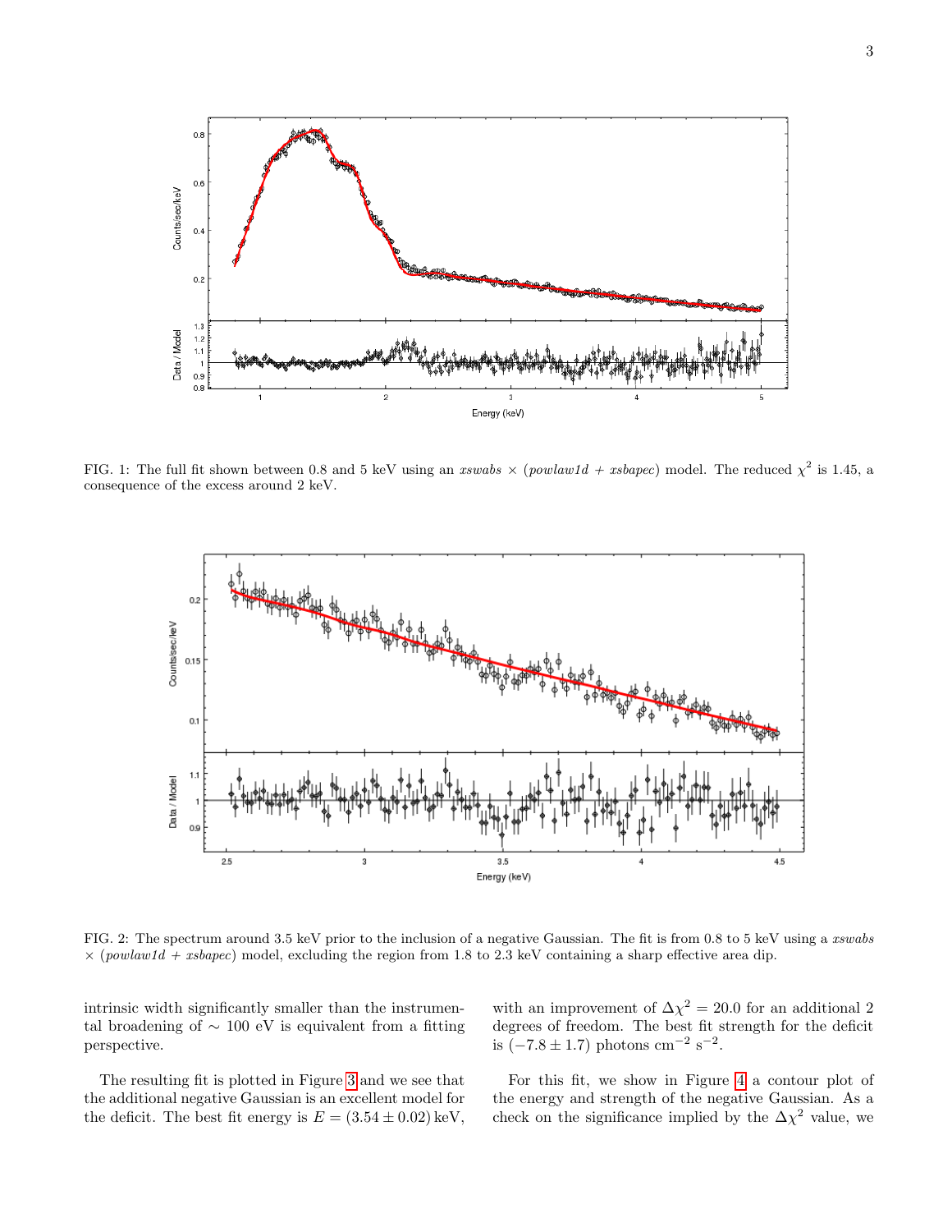FIG. 1: The full fit shown between 0.8 and 5 keV using an *xswabs* × (*powlaw1d* + *xsbapec*) model. The reduced $\chi^2$ is 1.45, a consequence of the excess around 2 keV.

FIG. 2: The spectrum around 3.5 keV prior to the inclusion of a negative Gaussian. The fit is from 0.8 to 5 keV using a *xswabs* × (*powlaw1d* + *xsbapec*) model, excluding the region from 1.8 to 2.3 keV containing a sharp effective area dip.

intrinsic width significantly smaller than the instrumental broadening of $\sim$ 100 eV is equivalent from a fitting perspective.

The resulting fit is plotted in Figure 3 and we see that the additional negative Gaussian is an excellent model for the deficit. The best fit energy is $E = (3.54 \pm 0.02)$ keV, with an improvement of $\Delta\chi^2 = 20.0$ for an additional 2 degrees of freedom. The best fit strength for the deficit is $(-7.8 \pm 1.7)$ photons cm$^{-2}$ s$^{-2}$.

For this fit, we show in Figure 4 a contour plot of the energy and strength of the negative Gaussian. As a check on the significance implied by the $\Delta\chi^2$ value, we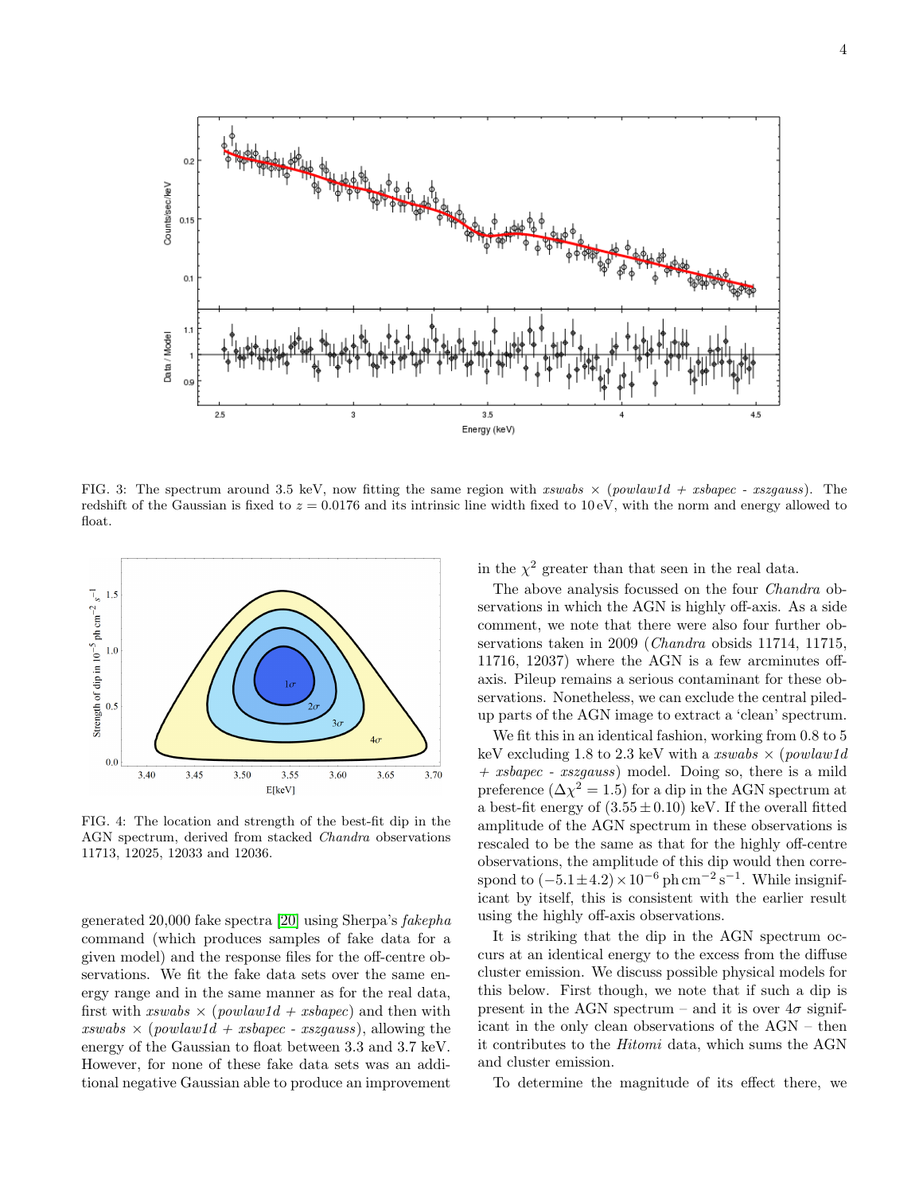FIG. 3: The spectrum around 3.5 keV, now fitting the same region with *xswabs* × (*powlaw1d* + *xsbapec* - *xszgauss*). The redshift of the Gaussian is fixed to $z = 0.0176$ and its intrinsic line width fixed to 10 eV, with the norm and energy allowed to float.

FIG. 4: The location and strength of the best-fit dip in the AGN spectrum, derived from stacked *Chandra* observations 11713, 12025, 12033 and 12036.

generated 20,000 fake spectra [20] using Sherpa's *fakepha* command (which produces samples of fake data for a given model) and the response files for the off-centre observations. We fit the fake data sets over the same energy range and in the same manner as for the real data, first with *xswabs* × (*powlaw1d* + *xsbapec*) and then with *xswabs* × (*powlaw1d* + *xsbapec* - *xszgauss*), allowing the energy of the Gaussian to float between 3.3 and 3.7 keV. However, for none of these fake data sets was an additional negative Gaussian able to produce an improvement in the $\chi^2$ greater than that seen in the real data.

The above analysis focussed on the four *Chandra* observations in which the AGN is highly off-axis. As a side comment, we note that there were also four further observations taken in 2009 (*Chandra* obsids 11714, 11715, 11716, 12037) where the AGN is a few arcminutes off-axis. Pileup remains a serious contaminant for these observations. Nonetheless, we can exclude the central piled-up parts of the AGN image to extract a 'clean' spectrum.

We fit this in an identical fashion, working from 0.8 to 5 keV excluding 1.8 to 2.3 keV with a *xswabs* × (*powlaw1d* + *xsbapec* - *xszgauss*) model. Doing so, there is a mild preference ($\Delta\chi^2 = 1.5$) for a dip in the AGN spectrum at a best-fit energy of $(3.55 \pm 0.10)$ keV. If the overall fitted amplitude of the AGN spectrum in these observations is rescaled to be the same as that for the highly off-centre observations, the amplitude of this dip would then correspond to $(-5.1 \pm 4.2) \times 10^{-6}\,\mathrm{ph\,cm^{-2}\,s^{-1}}$. While insignificant by itself, this is consistent with the earlier result using the highly off-axis observations.

It is striking that the dip in the AGN spectrum occurs at an identical energy to the excess from the diffuse cluster emission. We discuss possible physical models for this below. First though, we note that if such a dip is present in the AGN spectrum – and it is over $4\sigma$ significant in the only clean observations of the AGN – then it contributes to the *Hitomi* data, which sums the AGN and cluster emission.

To determine the magnitude of its effect there, we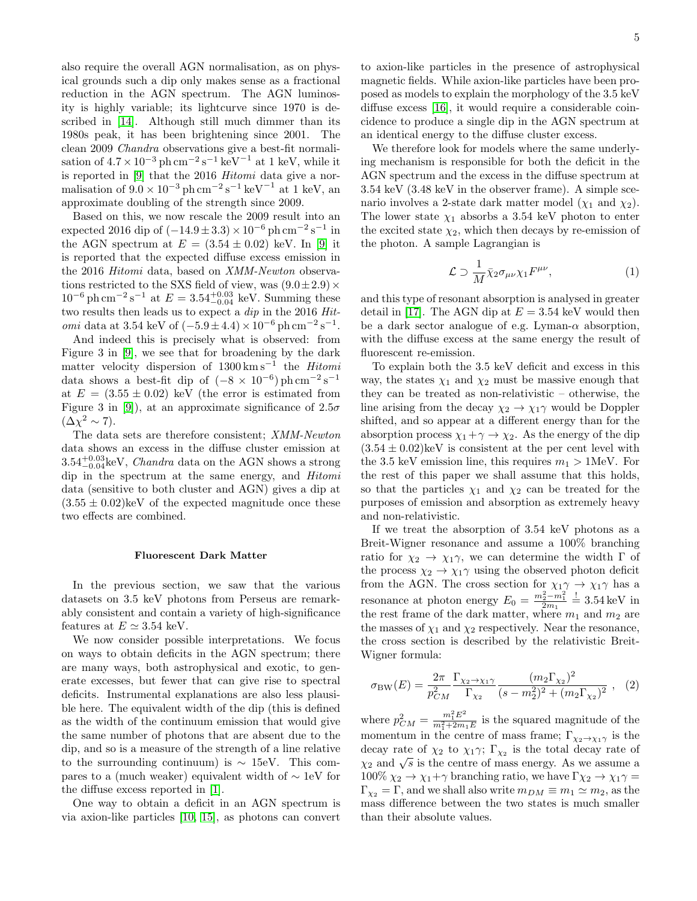also require the overall AGN normalisation, as on physical grounds such a dip only makes sense as a fractional reduction in the AGN spectrum. The AGN luminosity is highly variable; its lightcurve since 1970 is described in [14]. Although still much dimmer than its 1980s peak, it has been brightening since 2001. The clean 2009 *Chandra* observations give a best-fit normalisation of $4.7 \times 10^{-3}\,\mathrm{ph\,cm^{-2}\,s^{-1}\,keV^{-1}}$ at 1 keV, while it is reported in [9] that the 2016 *Hitomi* data give a normalisation of $9.0 \times 10^{-3}\,\mathrm{ph\,cm^{-2}\,s^{-1}\,keV^{-1}}$ at 1 keV, an approximate doubling of the strength since 2009.

Based on this, we now rescale the 2009 result into an expected 2016 dip of $(-14.9 \pm 3.3) \times 10^{-6}\,\mathrm{ph\,cm^{-2}\,s^{-1}}$ in the AGN spectrum at $E = (3.54 \pm 0.02)$ keV. In [9] it is reported that the expected diffuse excess emission in the 2016 *Hitomi* data, based on *XMM-Newton* observations restricted to the SXS field of view, was $(9.0 \pm 2.9) \times 10^{-6}\,\mathrm{ph\,cm^{-2}\,s^{-1}}$ at $E = 3.54^{+0.03}_{-0.04}$ keV. Summing these two results then leads us to expect a *dip* in the 2016 *Hitomi* data at 3.54 keV of $(-5.9 \pm 4.4) \times 10^{-6}\,\mathrm{ph\,cm^{-2}\,s^{-1}}$.

And indeed this is precisely what is observed: from Figure 3 in [9], we see that for broadening by the dark matter velocity dispersion of $1300\,\mathrm{km\,s^{-1}}$ the *Hitomi* data shows a best-fit dip of $(-8 \times 10^{-6})\,\mathrm{ph\,cm^{-2}\,s^{-1}}$ at $E = (3.55 \pm 0.02)$ keV (the error is estimated from Figure 3 in [9]), at an approximate significance of $2.5\sigma$ ($\Delta\chi^2 \sim 7$).

The data sets are therefore consistent; *XMM-Newton* data shows an excess in the diffuse cluster emission at $3.54^{+0.03}_{-0.04}$keV, *Chandra* data on the AGN shows a strong dip in the spectrum at the same energy, and *Hitomi* data (sensitive to both cluster and AGN) gives a dip at $(3.55 \pm 0.02)$keV of the expected magnitude once these two effects are combined.

## Fluorescent Dark Matter

In the previous section, we saw that the various datasets on 3.5 keV photons from Perseus are remarkably consistent and contain a variety of high-significance features at $E \simeq 3.54$ keV.

We now consider possible interpretations. We focus on ways to obtain deficits in the AGN spectrum; there are many ways, both astrophysical and exotic, to generate excesses, but fewer that can give rise to spectral deficits. Instrumental explanations are also less plausible here. The equivalent width of the dip (this is defined as the width of the continuum emission that would give the same number of photons that are absent due to the dip, and so is a measure of the strength of a line relative to the surrounding continuum) is $\sim$ 15eV. This compares to a (much weaker) equivalent width of $\sim$ 1eV for the diffuse excess reported in [1].

One way to obtain a deficit in an AGN spectrum is via axion-like particles [10, 15], as photons can convert to axion-like particles in the presence of astrophysical magnetic fields. While axion-like particles have been proposed as models to explain the morphology of the 3.5 keV diffuse excess [16], it would require a considerable coincidence to produce a single dip in the AGN spectrum at an identical energy to the diffuse cluster excess.

We therefore look for models where the same underlying mechanism is responsible for both the deficit in the AGN spectrum and the excess in the diffuse spectrum at 3.54 keV (3.48 keV in the observer frame). A simple scenario involves a 2-state dark matter model ($\chi_1$ and $\chi_2$). The lower state $\chi_1$ absorbs a 3.54 keV photon to enter the excited state $\chi_2$, which then decays by re-emission of the photon. A sample Lagrangian is

$$\mathcal{L} \supset \frac{1}{M} \bar{\chi}_2 \sigma_{\mu\nu} \chi_1 F^{\mu\nu}, \tag{1}$$

and this type of resonant absorption is analysed in greater detail in [17]. The AGN dip at $E = 3.54$ keV would then be a dark sector analogue of e.g. Lyman-$\alpha$ absorption, with the diffuse excess at the same energy the result of fluorescent re-emission.

To explain both the 3.5 keV deficit and excess in this way, the states $\chi_1$ and $\chi_2$ must be massive enough that they can be treated as non-relativistic – otherwise, the line arising from the decay $\chi_2 \to \chi_1 \gamma$ would be Doppler shifted, and so appear at a different energy than for the absorption process $\chi_1 + \gamma \to \chi_2$. As the energy of the dip $(3.54 \pm 0.02)$keV is consistent at the per cent level with the 3.5 keV emission line, this requires $m_1 > 1$MeV. For the rest of this paper we shall assume that this holds, so that the particles $\chi_1$ and $\chi_2$ can be treated for the purposes of emission and absorption as extremely heavy and non-relativistic.

If we treat the absorption of 3.54 keV photons as a Breit-Wigner resonance and assume a 100% branching ratio for $\chi_2 \to \chi_1 \gamma$, we can determine the width $\Gamma$ of the process $\chi_2 \to \chi_1 \gamma$ using the observed photon deficit from the AGN. The cross section for $\chi_1 \gamma \to \chi_1 \gamma$ has a resonance at photon energy $E_0 = \frac{m_2^2 - m_1^2}{2m_1} \stackrel{!}{=} 3.54\,\mathrm{keV}$ in the rest frame of the dark matter, where $m_1$ and $m_2$ are the masses of $\chi_1$ and $\chi_2$ respectively. Near the resonance, the cross section is described by the relativistic Breit-Wigner formula:

$$\sigma_{\mathrm{BW}}(E) = \frac{2\pi}{p_{CM}^2} \frac{\Gamma_{\chi_2 \to \chi_1 \gamma}}{\Gamma_{\chi_2}} \frac{(m_2 \Gamma_{\chi_2})^2}{(s - m_2^2)^2 + (m_2 \Gamma_{\chi_2})^2}\ , \tag{2}$$

where $p_{CM}^2 = \frac{m_1^2 E^2}{m_1^2 + 2m_1 E}$ is the squared magnitude of the momentum in the centre of mass frame; $\Gamma_{\chi_2 \to \chi_1 \gamma}$ is the decay rate of $\chi_2$ to $\chi_1 \gamma$; $\Gamma_{\chi_2}$ is the total decay rate of $\chi_2$ and $\sqrt{s}$ is the centre of mass energy. As we assume a 100% $\chi_2 \to \chi_1 + \gamma$ branching ratio, we have $\Gamma \chi_2 \to \chi_1 \gamma = \Gamma_{\chi_2} = \Gamma$, and we shall also write $m_{DM} \equiv m_1 \simeq m_2$, as the mass difference between the two states is much smaller than their absolute values.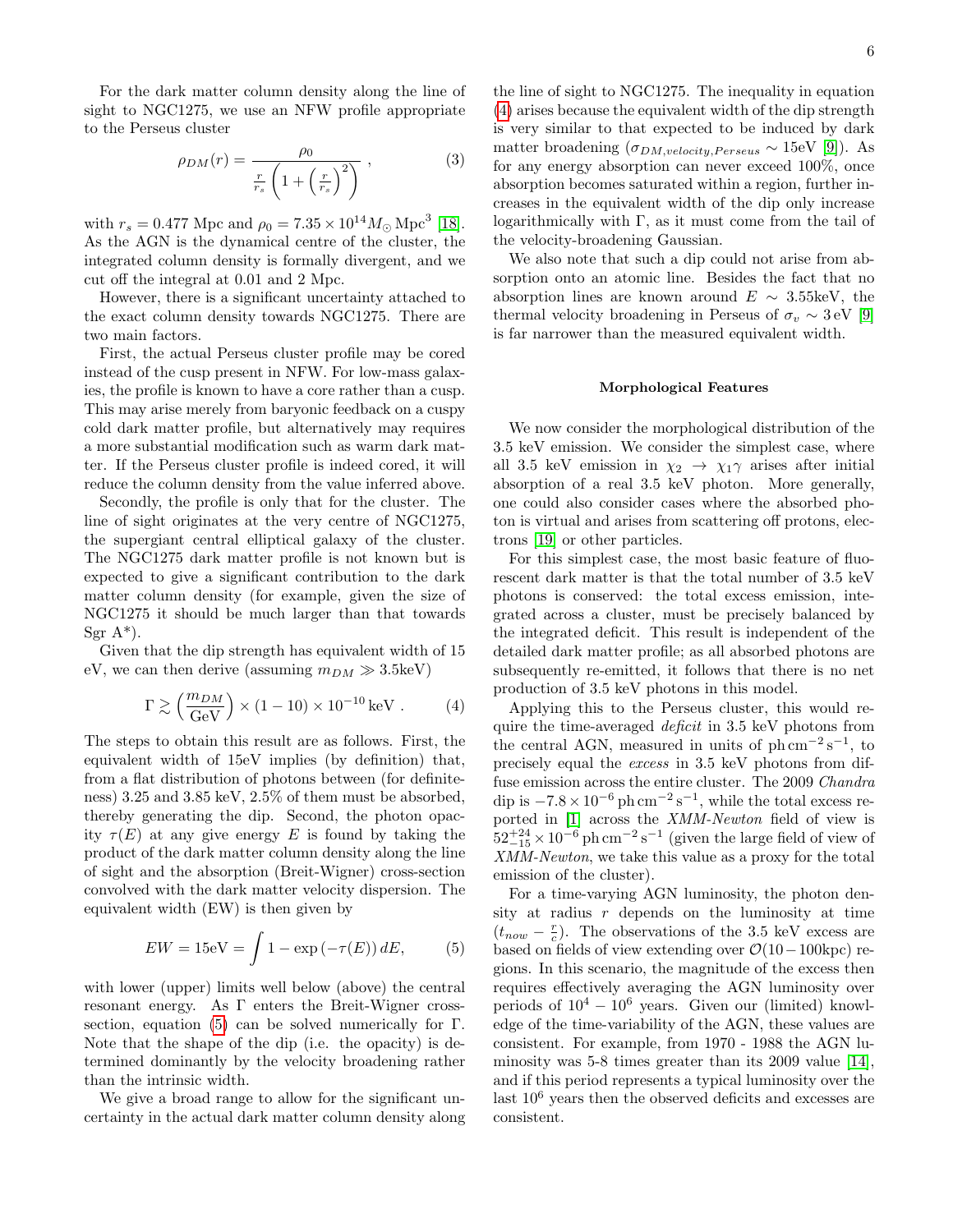For the dark matter column density along the line of sight to NGC1275, we use an NFW profile appropriate to the Perseus cluster

$$\rho_{DM}(r) = \frac{\rho_0}{\frac{r}{r_s}\left(1 + \left(\frac{r}{r_s}\right)^2\right)} , \qquad (3)$$

with $r_s = 0.477$ Mpc and $\rho_0 = 7.35 \times 10^{14} M_\odot \,\mathrm{Mpc}^3$ [18]. As the AGN is the dynamical centre of the cluster, the integrated column density is formally divergent, and we cut off the integral at 0.01 and 2 Mpc.

However, there is a significant uncertainty attached to the exact column density towards NGC1275. There are two main factors.

First, the actual Perseus cluster profile may be cored instead of the cusp present in NFW. For low-mass galaxies, the profile is known to have a core rather than a cusp. This may arise merely from baryonic feedback on a cuspy cold dark matter profile, but alternatively may requires a more substantial modification such as warm dark matter. If the Perseus cluster profile is indeed cored, it will reduce the column density from the value inferred above.

Secondly, the profile is only that for the cluster. The line of sight originates at the very centre of NGC1275, the supergiant central elliptical galaxy of the cluster. The NGC1275 dark matter profile is not known but is expected to give a significant contribution to the dark matter column density (for example, given the size of NGC1275 it should be much larger than that towards Sgr A*).

Given that the dip strength has equivalent width of 15 eV, we can then derive (assuming $m_{DM} \gg 3.5$keV)

$$\Gamma \gtrsim \left(\frac{m_{DM}}{\mathrm{GeV}}\right) \times (1-10) \times 10^{-10}\,\mathrm{keV} . \qquad (4)$$

The steps to obtain this result are as follows. First, the equivalent width of 15eV implies (by definition) that, from a flat distribution of photons between (for definiteness) 3.25 and 3.85 keV, 2.5% of them must be absorbed, thereby generating the dip. Second, the photon opacity $\tau(E)$ at any give energy $E$ is found by taking the product of the dark matter column density along the line of sight and the absorption (Breit-Wigner) cross-section convolved with the dark matter velocity dispersion. The equivalent width (EW) is then given by

$$EW = 15\mathrm{eV} = \int 1 - \exp\left(-\tau(E)\right) dE, \qquad (5)$$

with lower (upper) limits well below (above) the central resonant energy. As $\Gamma$ enters the Breit-Wigner cross-section, equation (5) can be solved numerically for $\Gamma$. Note that the shape of the dip (i.e. the opacity) is determined dominantly by the velocity broadening rather than the intrinsic width.

We give a broad range to allow for the significant uncertainty in the actual dark matter column density along the line of sight to NGC1275. The inequality in equation (4) arises because the equivalent width of the dip strength is very similar to that expected to be induced by dark matter broadening ($\sigma_{DM,velocity,Perseus} \sim 15$eV [9]). As for any energy absorption can never exceed 100%, once absorption becomes saturated within a region, further increases in the equivalent width of the dip only increase logarithmically with $\Gamma$, as it must come from the tail of the velocity-broadening Gaussian.

We also note that such a dip could not arise from absorption onto an atomic line. Besides the fact that no absorption lines are known around $E \sim 3.55$keV, the thermal velocity broadening in Perseus of $\sigma_v \sim 3\,$eV [9] is far narrower than the measured equivalent width.

## Morphological Features

We now consider the morphological distribution of the 3.5 keV emission. We consider the simplest case, where all 3.5 keV emission in $\chi_2 \to \chi_1 \gamma$ arises after initial absorption of a real 3.5 keV photon. More generally, one could also consider cases where the absorbed photon is virtual and arises from scattering off protons, electrons [19] or other particles.

For this simplest case, the most basic feature of fluorescent dark matter is that the total number of 3.5 keV photons is conserved: the total excess emission, integrated across a cluster, must be precisely balanced by the integrated deficit. This result is independent of the detailed dark matter profile; as all absorbed photons are subsequently re-emitted, it follows that there is no net production of 3.5 keV photons in this model.

Applying this to the Perseus cluster, this would require the time-averaged *deficit* in 3.5 keV photons from the central AGN, measured in units of $\mathrm{ph\,cm^{-2}\,s^{-1}}$, to precisely equal the *excess* in 3.5 keV photons from diffuse emission across the entire cluster. The 2009 *Chandra* dip is $-7.8 \times 10^{-6}\,\mathrm{ph\,cm^{-2}\,s^{-1}}$, while the total excess reported in [1] across the *XMM-Newton* field of view is $52^{+24}_{-15} \times 10^{-6}\,\mathrm{ph\,cm^{-2}\,s^{-1}}$ (given the large field of view of *XMM-Newton*, we take this value as a proxy for the total emission of the cluster).

For a time-varying AGN luminosity, the photon density at radius $r$ depends on the luminosity at time $(t_{now} - \frac{r}{c})$. The observations of the 3.5 keV excess are based on fields of view extending over $\mathcal{O}(10-100\mathrm{kpc})$ regions. In this scenario, the magnitude of the excess then requires effectively averaging the AGN luminosity over periods of $10^4 - 10^6$ years. Given our (limited) knowledge of the time-variability of the AGN, these values are consistent. For example, from 1970 - 1988 the AGN luminosity was 5-8 times greater than its 2009 value [14], and if this period represents a typical luminosity over the last $10^6$ years then the observed deficits and excesses are consistent.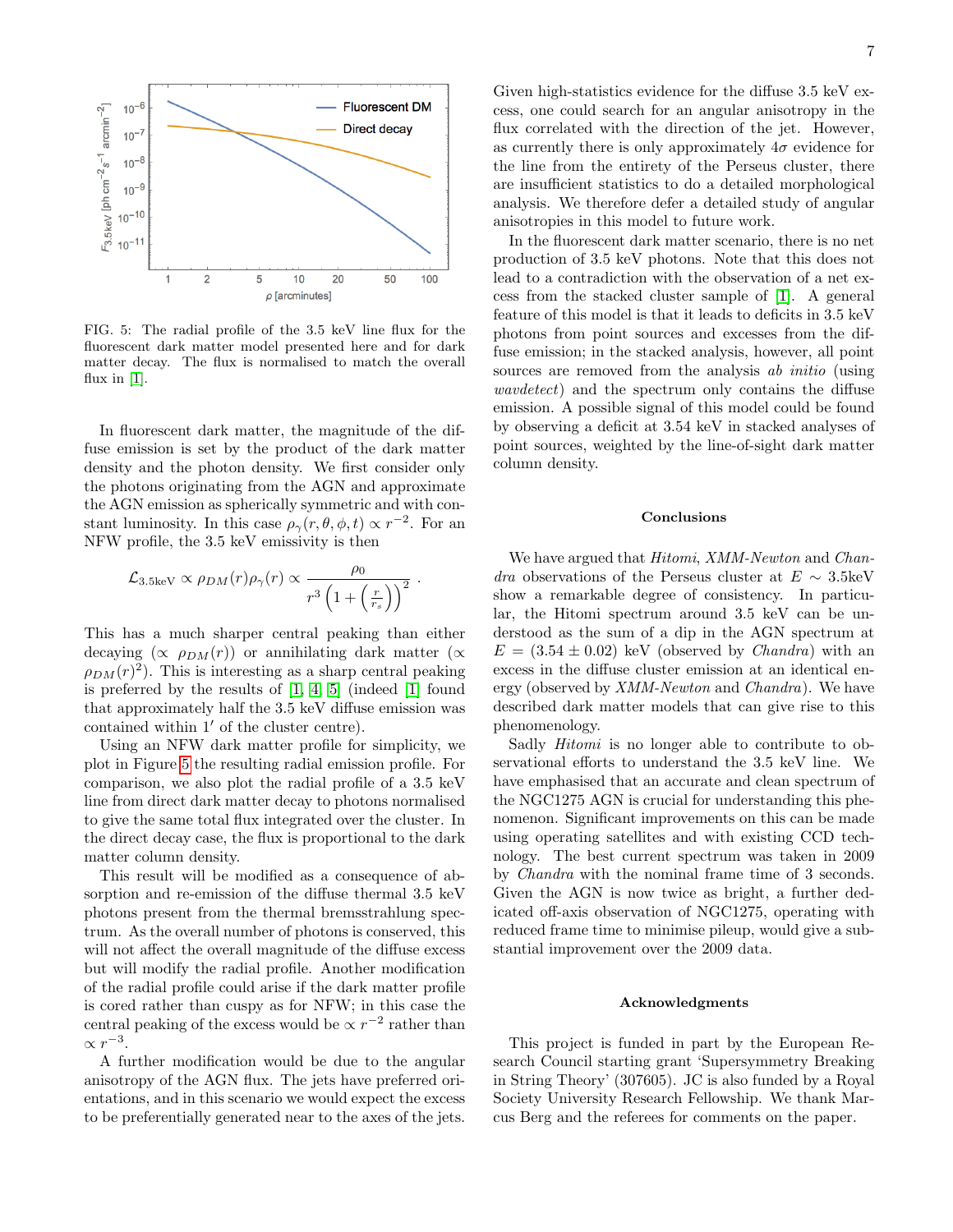FIG. 5: The radial profile of the 3.5 keV line flux for the fluorescent dark matter model presented here and for dark matter decay. The flux is normalised to match the overall flux in [1].

In fluorescent dark matter, the magnitude of the diffuse emission is set by the product of the dark matter density and the photon density. We first consider only the photons originating from the AGN and approximate the AGN emission as spherically symmetric and with constant luminosity. In this case $\rho_\gamma(r, \theta, \phi, t) \propto r^{-2}$. For an NFW profile, the 3.5 keV emissivity is then

$$\mathcal{L}_{3.5\mathrm{keV}} \propto \rho_{DM}(r)\rho_\gamma(r) \propto \frac{\rho_0}{r^3\left(1+\left(\frac{r}{r_s}\right)\right)^2} .$$

This has a much sharper central peaking than either decaying ($\propto \rho_{DM}(r)$) or annihilating dark matter ($\propto \rho_{DM}(r)^2$). This is interesting as a sharp central peaking is preferred by the results of [1, 4, 5] (indeed [1] found that approximately half the 3.5 keV diffuse emission was contained within $1'$ of the cluster centre).

Using an NFW dark matter profile for simplicity, we plot in Figure 5 the resulting radial emission profile. For comparison, we also plot the radial profile of a 3.5 keV line from direct dark matter decay to photons normalised to give the same total flux integrated over the cluster. In the direct decay case, the flux is proportional to the dark matter column density.

This result will be modified as a consequence of absorption and re-emission of the diffuse thermal 3.5 keV photons present from the thermal bremsstrahlung spectrum. As the overall number of photons is conserved, this will not affect the overall magnitude of the diffuse excess but will modify the radial profile. Another modification of the radial profile could arise if the dark matter profile is cored rather than cuspy as for NFW; in this case the central peaking of the excess would be $\propto r^{-2}$ rather than $\propto r^{-3}$.

A further modification would be due to the angular anisotropy of the AGN flux. The jets have preferred orientations, and in this scenario we would expect the excess to be preferentially generated near to the axes of the jets. Given high-statistics evidence for the diffuse 3.5 keV excess, one could search for an angular anisotropy in the flux correlated with the direction of the jet. However, as currently there is only approximately $4\sigma$ evidence for the line from the entirety of the Perseus cluster, there are insufficient statistics to do a detailed morphological analysis. We therefore defer a detailed study of angular anisotropies in this model to future work.

In the fluorescent dark matter scenario, there is no net production of 3.5 keV photons. Note that this does not lead to a contradiction with the observation of a net excess from the stacked cluster sample of [1]. A general feature of this model is that it leads to deficits in 3.5 keV photons from point sources and excesses from the diffuse emission; in the stacked analysis, however, all point sources are removed from the analysis *ab initio* (using *wavdetect*) and the spectrum only contains the diffuse emission. A possible signal of this model could be found by observing a deficit at 3.54 keV in stacked analyses of point sources, weighted by the line-of-sight dark matter column density.

## Conclusions

We have argued that *Hitomi*, *XMM-Newton* and *Chandra* observations of the Perseus cluster at $E \sim 3.5$keV show a remarkable degree of consistency. In particular, the Hitomi spectrum around 3.5 keV can be understood as the sum of a dip in the AGN spectrum at $E = (3.54 \pm 0.02)$ keV (observed by *Chandra*) with an excess in the diffuse cluster emission at an identical energy (observed by *XMM-Newton* and *Chandra*). We have described dark matter models that can give rise to this phenomenology.

Sadly *Hitomi* is no longer able to contribute to observational efforts to understand the 3.5 keV line. We have emphasised that an accurate and clean spectrum of the NGC1275 AGN is crucial for understanding this phenomenon. Significant improvements on this can be made using operating satellites and with existing CCD technology. The best current spectrum was taken in 2009 by *Chandra* with the nominal frame time of 3 seconds. Given the AGN is now twice as bright, a further dedicated off-axis observation of NGC1275, operating with reduced frame time to minimise pileup, would give a substantial improvement over the 2009 data.

## Acknowledgments

This project is funded in part by the European Research Council starting grant 'Supersymmetry Breaking in String Theory' (307605). JC is also funded by a Royal Society University Research Fellowship. We thank Marcus Berg and the referees for comments on the paper.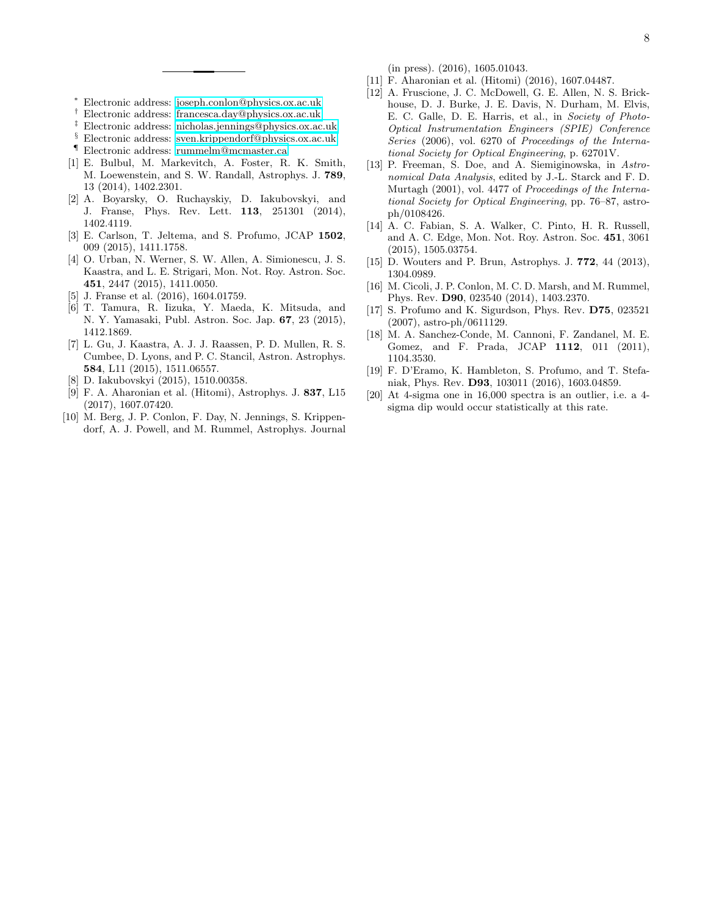---

* Electronic address: joseph.conlon@physics.ox.ac.uk
† Electronic address: francesca.day@physics.ox.ac.uk
‡ Electronic address: nicholas.jennings@physics.ox.ac.uk
§ Electronic address: sven.krippendorf@physics.ox.ac.uk
¶ Electronic address: rummelm@mcmaster.ca

[1] E. Bulbul, M. Markevitch, A. Foster, R. K. Smith, M. Loewenstein, and S. W. Randall, Astrophys. J. **789**, 13 (2014), 1402.2301.

[2] A. Boyarsky, O. Ruchayskiy, D. Iakubovskyi, and J. Franse, Phys. Rev. Lett. **113**, 251301 (2014), 1402.4119.

[3] E. Carlson, T. Jeltema, and S. Profumo, JCAP **1502**, 009 (2015), 1411.1758.

[4] O. Urban, N. Werner, S. W. Allen, A. Simionescu, J. S. Kaastra, and L. E. Strigari, Mon. Not. Roy. Astron. Soc. **451**, 2447 (2015), 1411.0050.

[5] J. Franse et al. (2016), 1604.01759.

[6] T. Tamura, R. Iizuka, Y. Maeda, K. Mitsuda, and N. Y. Yamasaki, Publ. Astron. Soc. Jap. **67**, 23 (2015), 1412.1869.

[7] L. Gu, J. Kaastra, A. J. J. Raassen, P. D. Mullen, R. S. Cumbee, D. Lyons, and P. C. Stancil, Astron. Astrophys. **584**, L11 (2015), 1511.06557.

[8] D. Iakubovskyi (2015), 1510.00358.

[9] F. A. Aharonian et al. (Hitomi), Astrophys. J. **837**, L15 (2017), 1607.07420.

[10] M. Berg, J. P. Conlon, F. Day, N. Jennings, S. Krippendorf, A. J. Powell, and M. Rummel, Astrophys. Journal (in press). (2016), 1605.01043.

[11] F. Aharonian et al. (Hitomi) (2016), 1607.04487.

[12] A. Fruscione, J. C. McDowell, G. E. Allen, N. S. Brickhouse, D. J. Burke, J. E. Davis, N. Durham, M. Elvis, E. C. Galle, D. E. Harris, et al., in *Society of Photo-Optical Instrumentation Engineers (SPIE) Conference Series* (2006), vol. 6270 of *Proceedings of the International Society for Optical Engineering*, p. 62701V.

[13] P. Freeman, S. Doe, and A. Siemiginowska, in *Astronomical Data Analysis*, edited by J.-L. Starck and F. D. Murtagh (2001), vol. 4477 of *Proceedings of the International Society for Optical Engineering*, pp. 76–87, astro-ph/0108426.

[14] A. C. Fabian, S. A. Walker, C. Pinto, H. R. Russell, and A. C. Edge, Mon. Not. Roy. Astron. Soc. **451**, 3061 (2015), 1505.03754.

[15] D. Wouters and P. Brun, Astrophys. J. **772**, 44 (2013), 1304.0989.

[16] M. Cicoli, J. P. Conlon, M. C. D. Marsh, and M. Rummel, Phys. Rev. **D90**, 023540 (2014), 1403.2370.

[17] S. Profumo and K. Sigurdson, Phys. Rev. **D75**, 023521 (2007), astro-ph/0611129.

[18] M. A. Sanchez-Conde, M. Cannoni, F. Zandanel, M. E. Gomez, and F. Prada, JCAP **1112**, 011 (2011), 1104.3530.

[19] F. D'Eramo, K. Hambleton, S. Profumo, and T. Stefaniak, Phys. Rev. **D93**, 103011 (2016), 1603.04859.

[20] At 4-sigma one in 16,000 spectra is an outlier, i.e. a 4-sigma dip would occur statistically at this rate.